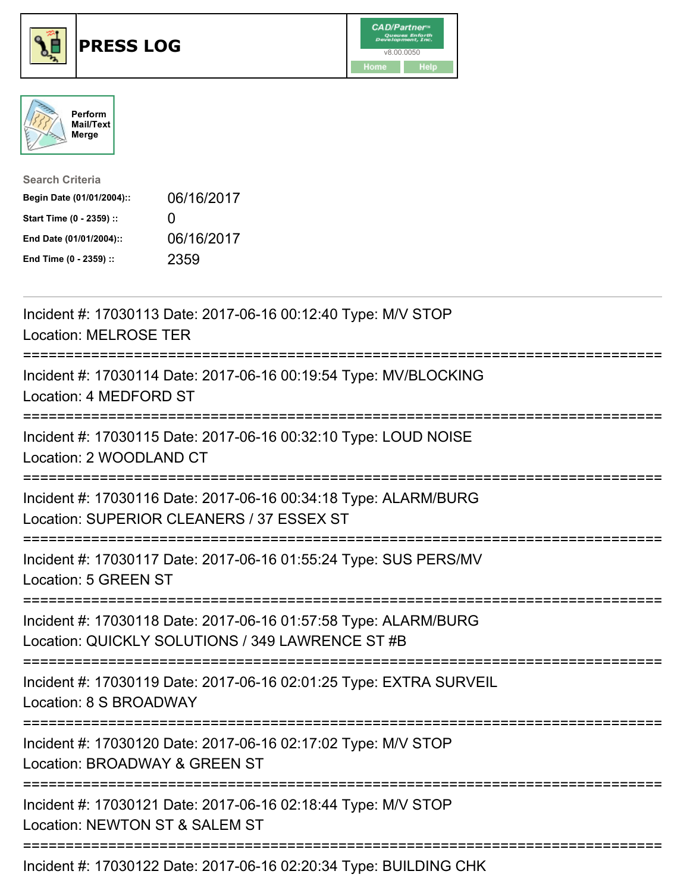# PRESS LOG

CAD/Partner v8.00.0050

Home | Help

Perform Mail/Text Merge

**Search Criteria**

| | |
|---|---|
| Begin Date (01/01/2004):: | 06/16/2017 |
| Start Time (0 - 2359) :: | 0 |
| End Date (01/01/2004):: | 06/16/2017 |
| End Time (0 - 2359) :: | 2359 |

---

Incident #: 17030113 Date: 2017-06-16 00:12:40 Type: M/V STOP
Location: MELROSE TER

===========================================================================

Incident #: 17030114 Date: 2017-06-16 00:19:54 Type: MV/BLOCKING
Location: 4 MEDFORD ST

===========================================================================

Incident #: 17030115 Date: 2017-06-16 00:32:10 Type: LOUD NOISE
Location: 2 WOODLAND CT

===========================================================================

Incident #: 17030116 Date: 2017-06-16 00:34:18 Type: ALARM/BURG
Location: SUPERIOR CLEANERS / 37 ESSEX ST

===========================================================================

Incident #: 17030117 Date: 2017-06-16 01:55:24 Type: SUS PERS/MV
Location: 5 GREEN ST

===========================================================================

Incident #: 17030118 Date: 2017-06-16 01:57:58 Type: ALARM/BURG
Location: QUICKLY SOLUTIONS / 349 LAWRENCE ST #B

===========================================================================

Incident #: 17030119 Date: 2017-06-16 02:01:25 Type: EXTRA SURVEIL
Location: 8 S BROADWAY

===========================================================================

Incident #: 17030120 Date: 2017-06-16 02:17:02 Type: M/V STOP
Location: BROADWAY & GREEN ST

===========================================================================

Incident #: 17030121 Date: 2017-06-16 02:18:44 Type: M/V STOP
Location: NEWTON ST & SALEM ST

===========================================================================

Incident #: 17030122 Date: 2017-06-16 02:20:34 Type: BUILDING CHK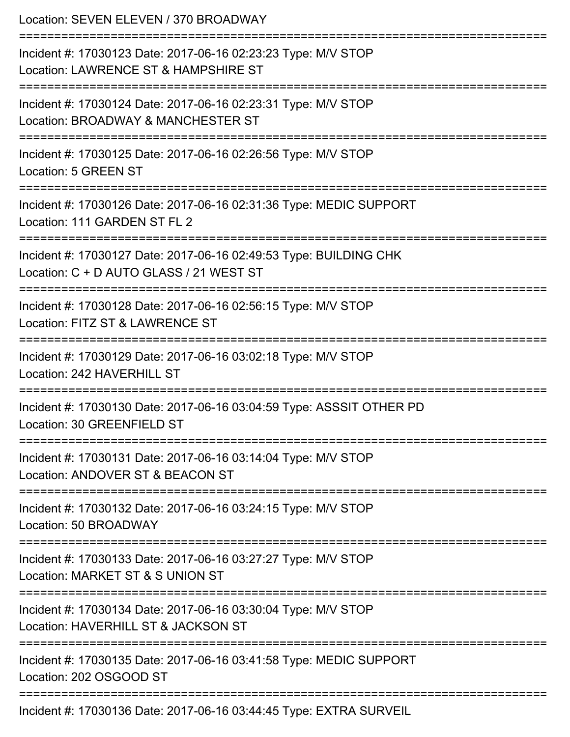Location: SEVEN ELEVEN / 370 BROADWAY

===========================================================================

Incident #: 17030123 Date: 2017-06-16 02:23:23 Type: M/V STOP
Location: LAWRENCE ST & HAMPSHIRE ST

===========================================================================

Incident #: 17030124 Date: 2017-06-16 02:23:31 Type: M/V STOP
Location: BROADWAY & MANCHESTER ST

===========================================================================

Incident #: 17030125 Date: 2017-06-16 02:26:56 Type: M/V STOP
Location: 5 GREEN ST

===========================================================================

Incident #: 17030126 Date: 2017-06-16 02:31:36 Type: MEDIC SUPPORT
Location: 111 GARDEN ST FL 2

===========================================================================

Incident #: 17030127 Date: 2017-06-16 02:49:53 Type: BUILDING CHK
Location: C + D AUTO GLASS / 21 WEST ST

===========================================================================

Incident #: 17030128 Date: 2017-06-16 02:56:15 Type: M/V STOP
Location: FITZ ST & LAWRENCE ST

===========================================================================

Incident #: 17030129 Date: 2017-06-16 03:02:18 Type: M/V STOP
Location: 242 HAVERHILL ST

===========================================================================

Incident #: 17030130 Date: 2017-06-16 03:04:59 Type: ASSSIT OTHER PD
Location: 30 GREENFIELD ST

===========================================================================

Incident #: 17030131 Date: 2017-06-16 03:14:04 Type: M/V STOP
Location: ANDOVER ST & BEACON ST

===========================================================================

Incident #: 17030132 Date: 2017-06-16 03:24:15 Type: M/V STOP
Location: 50 BROADWAY

===========================================================================

Incident #: 17030133 Date: 2017-06-16 03:27:27 Type: M/V STOP
Location: MARKET ST & S UNION ST

===========================================================================

Incident #: 17030134 Date: 2017-06-16 03:30:04 Type: M/V STOP
Location: HAVERHILL ST & JACKSON ST

===========================================================================

Incident #: 17030135 Date: 2017-06-16 03:41:58 Type: MEDIC SUPPORT
Location: 202 OSGOOD ST

===========================================================================

Incident #: 17030136 Date: 2017-06-16 03:44:45 Type: EXTRA SURVEIL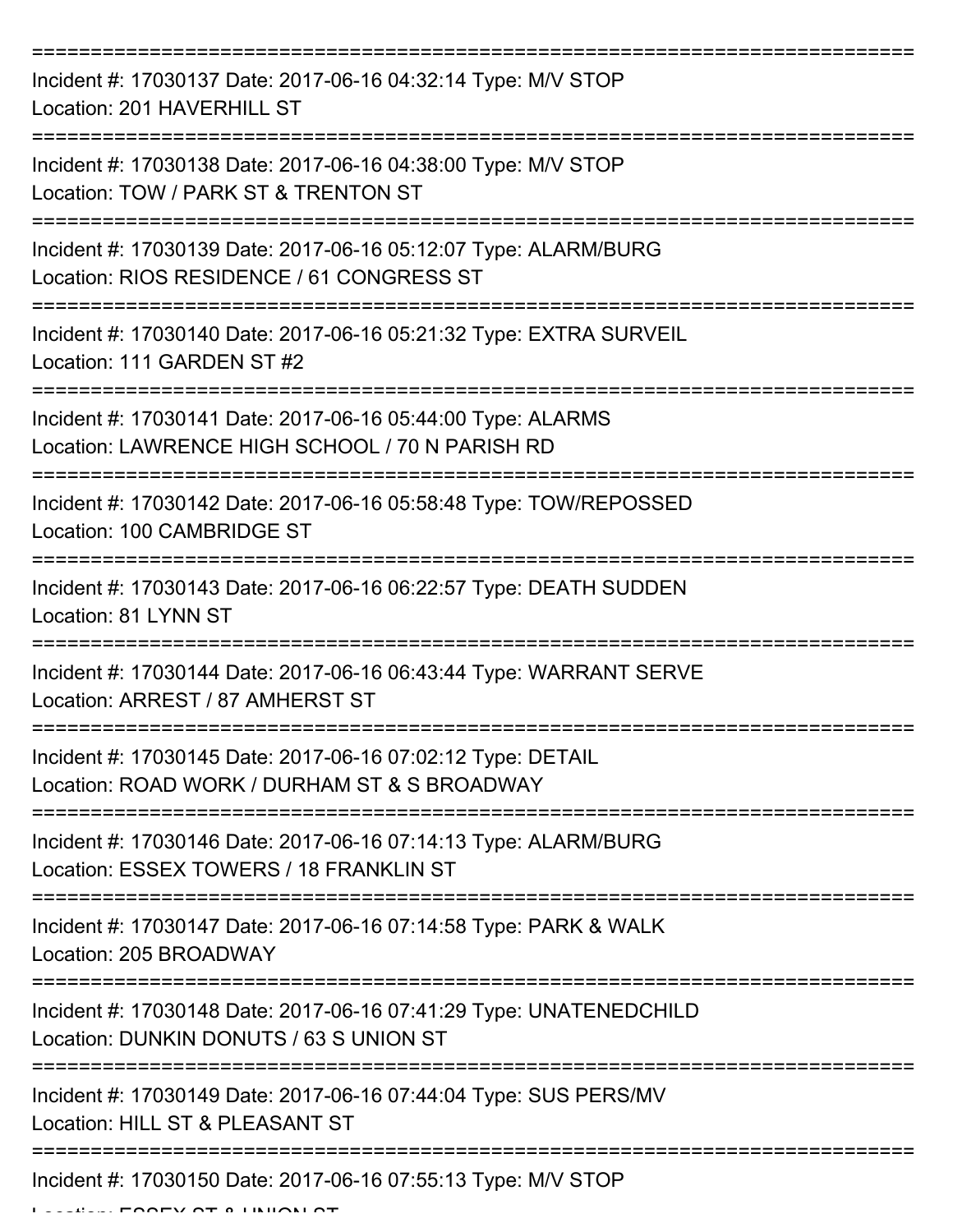===========================================================================

Incident #: 17030137 Date: 2017-06-16 04:32:14 Type: M/V STOP
Location: 201 HAVERHILL ST

===========================================================================

Incident #: 17030138 Date: 2017-06-16 04:38:00 Type: M/V STOP
Location: TOW / PARK ST & TRENTON ST

===========================================================================

Incident #: 17030139 Date: 2017-06-16 05:12:07 Type: ALARM/BURG
Location: RIOS RESIDENCE / 61 CONGRESS ST

===========================================================================

Incident #: 17030140 Date: 2017-06-16 05:21:32 Type: EXTRA SURVEIL
Location: 111 GARDEN ST #2

===========================================================================

Incident #: 17030141 Date: 2017-06-16 05:44:00 Type: ALARMS
Location: LAWRENCE HIGH SCHOOL / 70 N PARISH RD

===========================================================================

Incident #: 17030142 Date: 2017-06-16 05:58:48 Type: TOW/REPOSSED
Location: 100 CAMBRIDGE ST

===========================================================================

Incident #: 17030143 Date: 2017-06-16 06:22:57 Type: DEATH SUDDEN
Location: 81 LYNN ST

===========================================================================

Incident #: 17030144 Date: 2017-06-16 06:43:44 Type: WARRANT SERVE
Location: ARREST / 87 AMHERST ST

===========================================================================

Incident #: 17030145 Date: 2017-06-16 07:02:12 Type: DETAIL
Location: ROAD WORK / DURHAM ST & S BROADWAY

===========================================================================

Incident #: 17030146 Date: 2017-06-16 07:14:13 Type: ALARM/BURG
Location: ESSEX TOWERS / 18 FRANKLIN ST

===========================================================================

Incident #: 17030147 Date: 2017-06-16 07:14:58 Type: PARK & WALK
Location: 205 BROADWAY

===========================================================================

Incident #: 17030148 Date: 2017-06-16 07:41:29 Type: UNATENEDCHILD
Location: DUNKIN DONUTS / 63 S UNION ST

===========================================================================

Incident #: 17030149 Date: 2017-06-16 07:44:04 Type: SUS PERS/MV
Location: HILL ST & PLEASANT ST

===========================================================================

Incident #: 17030150 Date: 2017-06-16 07:55:13 Type: M/V STOP
Location: ESSEX ST & UNION ST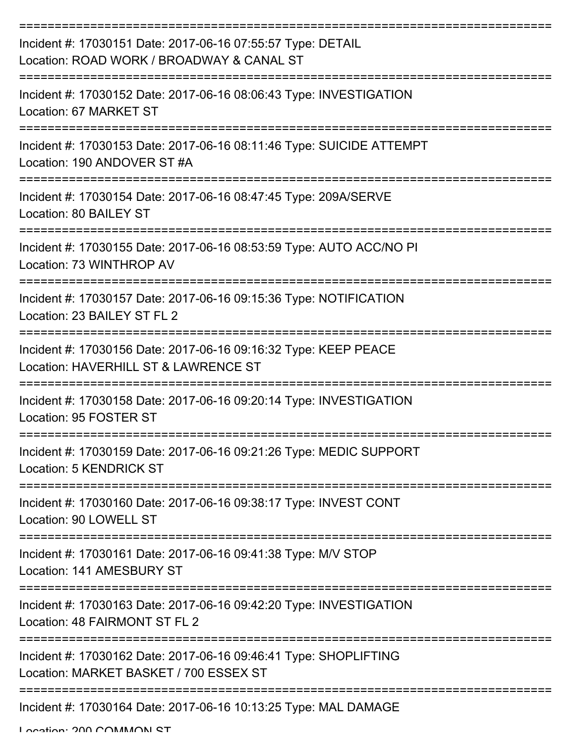===========================================================================

Incident #: 17030151 Date: 2017-06-16 07:55:57 Type: DETAIL
Location: ROAD WORK / BROADWAY & CANAL ST

===========================================================================

Incident #: 17030152 Date: 2017-06-16 08:06:43 Type: INVESTIGATION
Location: 67 MARKET ST

===========================================================================

Incident #: 17030153 Date: 2017-06-16 08:11:46 Type: SUICIDE ATTEMPT
Location: 190 ANDOVER ST #A

===========================================================================

Incident #: 17030154 Date: 2017-06-16 08:47:45 Type: 209A/SERVE
Location: 80 BAILEY ST

===========================================================================

Incident #: 17030155 Date: 2017-06-16 08:53:59 Type: AUTO ACC/NO PI
Location: 73 WINTHROP AV

===========================================================================

Incident #: 17030157 Date: 2017-06-16 09:15:36 Type: NOTIFICATION
Location: 23 BAILEY ST FL 2

===========================================================================

Incident #: 17030156 Date: 2017-06-16 09:16:32 Type: KEEP PEACE
Location: HAVERHILL ST & LAWRENCE ST

===========================================================================

Incident #: 17030158 Date: 2017-06-16 09:20:14 Type: INVESTIGATION
Location: 95 FOSTER ST

===========================================================================

Incident #: 17030159 Date: 2017-06-16 09:21:26 Type: MEDIC SUPPORT
Location: 5 KENDRICK ST

===========================================================================

Incident #: 17030160 Date: 2017-06-16 09:38:17 Type: INVEST CONT
Location: 90 LOWELL ST

===========================================================================

Incident #: 17030161 Date: 2017-06-16 09:41:38 Type: M/V STOP
Location: 141 AMESBURY ST

===========================================================================

Incident #: 17030163 Date: 2017-06-16 09:42:20 Type: INVESTIGATION
Location: 48 FAIRMONT ST FL 2

===========================================================================

Incident #: 17030162 Date: 2017-06-16 09:46:41 Type: SHOPLIFTING
Location: MARKET BASKET / 700 ESSEX ST

===========================================================================

Incident #: 17030164 Date: 2017-06-16 10:13:25 Type: MAL DAMAGE
Location: 200 COMMON ST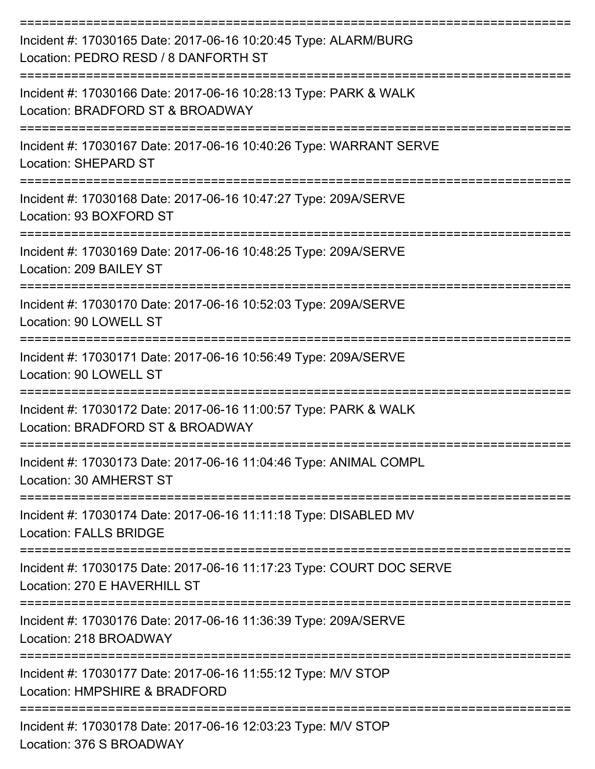===========================================================================
Incident #: 17030165 Date: 2017-06-16 10:20:45 Type: ALARM/BURG
Location: PEDRO RESD / 8 DANFORTH ST
===========================================================================
Incident #: 17030166 Date: 2017-06-16 10:28:13 Type: PARK & WALK
Location: BRADFORD ST & BROADWAY
===========================================================================
Incident #: 17030167 Date: 2017-06-16 10:40:26 Type: WARRANT SERVE
Location: SHEPARD ST
===========================================================================
Incident #: 17030168 Date: 2017-06-16 10:47:27 Type: 209A/SERVE
Location: 93 BOXFORD ST
===========================================================================
Incident #: 17030169 Date: 2017-06-16 10:48:25 Type: 209A/SERVE
Location: 209 BAILEY ST
===========================================================================
Incident #: 17030170 Date: 2017-06-16 10:52:03 Type: 209A/SERVE
Location: 90 LOWELL ST
===========================================================================
Incident #: 17030171 Date: 2017-06-16 10:56:49 Type: 209A/SERVE
Location: 90 LOWELL ST
===========================================================================
Incident #: 17030172 Date: 2017-06-16 11:00:57 Type: PARK & WALK
Location: BRADFORD ST & BROADWAY
===========================================================================
Incident #: 17030173 Date: 2017-06-16 11:04:46 Type: ANIMAL COMPL
Location: 30 AMHERST ST
===========================================================================
Incident #: 17030174 Date: 2017-06-16 11:11:18 Type: DISABLED MV
Location: FALLS BRIDGE
===========================================================================
Incident #: 17030175 Date: 2017-06-16 11:17:23 Type: COURT DOC SERVE
Location: 270 E HAVERHILL ST
===========================================================================
Incident #: 17030176 Date: 2017-06-16 11:36:39 Type: 209A/SERVE
Location: 218 BROADWAY
===========================================================================
Incident #: 17030177 Date: 2017-06-16 11:55:12 Type: M/V STOP
Location: HMPSHIRE & BRADFORD
===========================================================================
Incident #: 17030178 Date: 2017-06-16 12:03:23 Type: M/V STOP
Location: 376 S BROADWAY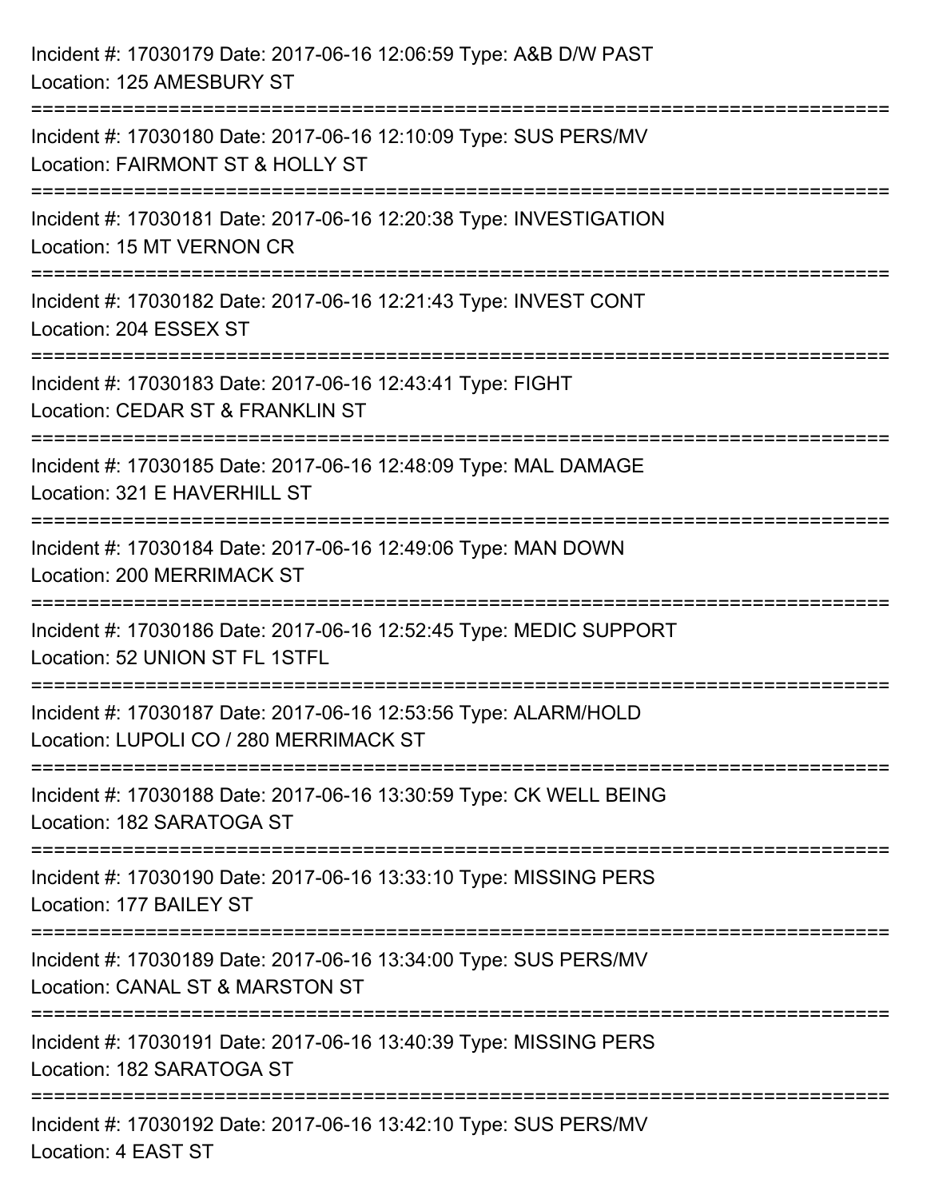Incident #: 17030179 Date: 2017-06-16 12:06:59 Type: A&B D/W PAST
Location: 125 AMESBURY ST

===========================================================================

Incident #: 17030180 Date: 2017-06-16 12:10:09 Type: SUS PERS/MV
Location: FAIRMONT ST & HOLLY ST

===========================================================================

Incident #: 17030181 Date: 2017-06-16 12:20:38 Type: INVESTIGATION
Location: 15 MT VERNON CR

===========================================================================

Incident #: 17030182 Date: 2017-06-16 12:21:43 Type: INVEST CONT
Location: 204 ESSEX ST

===========================================================================

Incident #: 17030183 Date: 2017-06-16 12:43:41 Type: FIGHT
Location: CEDAR ST & FRANKLIN ST

===========================================================================

Incident #: 17030185 Date: 2017-06-16 12:48:09 Type: MAL DAMAGE
Location: 321 E HAVERHILL ST

===========================================================================

Incident #: 17030184 Date: 2017-06-16 12:49:06 Type: MAN DOWN
Location: 200 MERRIMACK ST

===========================================================================

Incident #: 17030186 Date: 2017-06-16 12:52:45 Type: MEDIC SUPPORT
Location: 52 UNION ST FL 1STFL

===========================================================================

Incident #: 17030187 Date: 2017-06-16 12:53:56 Type: ALARM/HOLD
Location: LUPOLI CO / 280 MERRIMACK ST

===========================================================================

Incident #: 17030188 Date: 2017-06-16 13:30:59 Type: CK WELL BEING
Location: 182 SARATOGA ST

===========================================================================

Incident #: 17030190 Date: 2017-06-16 13:33:10 Type: MISSING PERS
Location: 177 BAILEY ST

===========================================================================

Incident #: 17030189 Date: 2017-06-16 13:34:00 Type: SUS PERS/MV
Location: CANAL ST & MARSTON ST

===========================================================================

Incident #: 17030191 Date: 2017-06-16 13:40:39 Type: MISSING PERS
Location: 182 SARATOGA ST

===========================================================================

Incident #: 17030192 Date: 2017-06-16 13:42:10 Type: SUS PERS/MV
Location: 4 EAST ST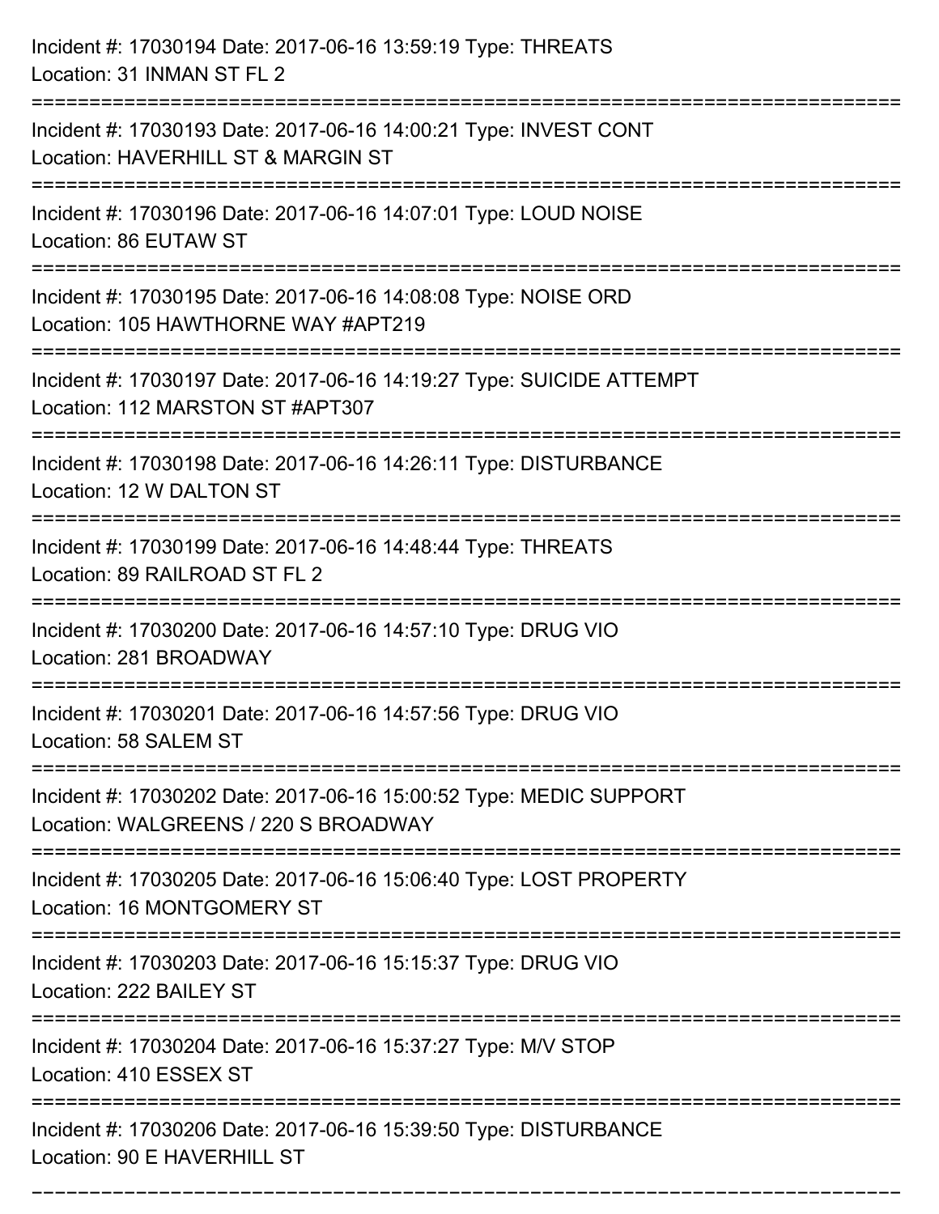Incident #: 17030194 Date: 2017-06-16 13:59:19 Type: THREATS
Location: 31 INMAN ST FL 2

===========================================================================

Incident #: 17030193 Date: 2017-06-16 14:00:21 Type: INVEST CONT
Location: HAVERHILL ST & MARGIN ST

===========================================================================

Incident #: 17030196 Date: 2017-06-16 14:07:01 Type: LOUD NOISE
Location: 86 EUTAW ST

===========================================================================

Incident #: 17030195 Date: 2017-06-16 14:08:08 Type: NOISE ORD
Location: 105 HAWTHORNE WAY #APT219

===========================================================================

Incident #: 17030197 Date: 2017-06-16 14:19:27 Type: SUICIDE ATTEMPT
Location: 112 MARSTON ST #APT307

===========================================================================

Incident #: 17030198 Date: 2017-06-16 14:26:11 Type: DISTURBANCE
Location: 12 W DALTON ST

===========================================================================

Incident #: 17030199 Date: 2017-06-16 14:48:44 Type: THREATS
Location: 89 RAILROAD ST FL 2

===========================================================================

Incident #: 17030200 Date: 2017-06-16 14:57:10 Type: DRUG VIO
Location: 281 BROADWAY

===========================================================================

Incident #: 17030201 Date: 2017-06-16 14:57:56 Type: DRUG VIO
Location: 58 SALEM ST

===========================================================================

Incident #: 17030202 Date: 2017-06-16 15:00:52 Type: MEDIC SUPPORT
Location: WALGREENS / 220 S BROADWAY

===========================================================================

Incident #: 17030205 Date: 2017-06-16 15:06:40 Type: LOST PROPERTY
Location: 16 MONTGOMERY ST

===========================================================================

Incident #: 17030203 Date: 2017-06-16 15:15:37 Type: DRUG VIO
Location: 222 BAILEY ST

===========================================================================

Incident #: 17030204 Date: 2017-06-16 15:37:27 Type: M/V STOP
Location: 410 ESSEX ST

===========================================================================

Incident #: 17030206 Date: 2017-06-16 15:39:50 Type: DISTURBANCE
Location: 90 E HAVERHILL ST

===========================================================================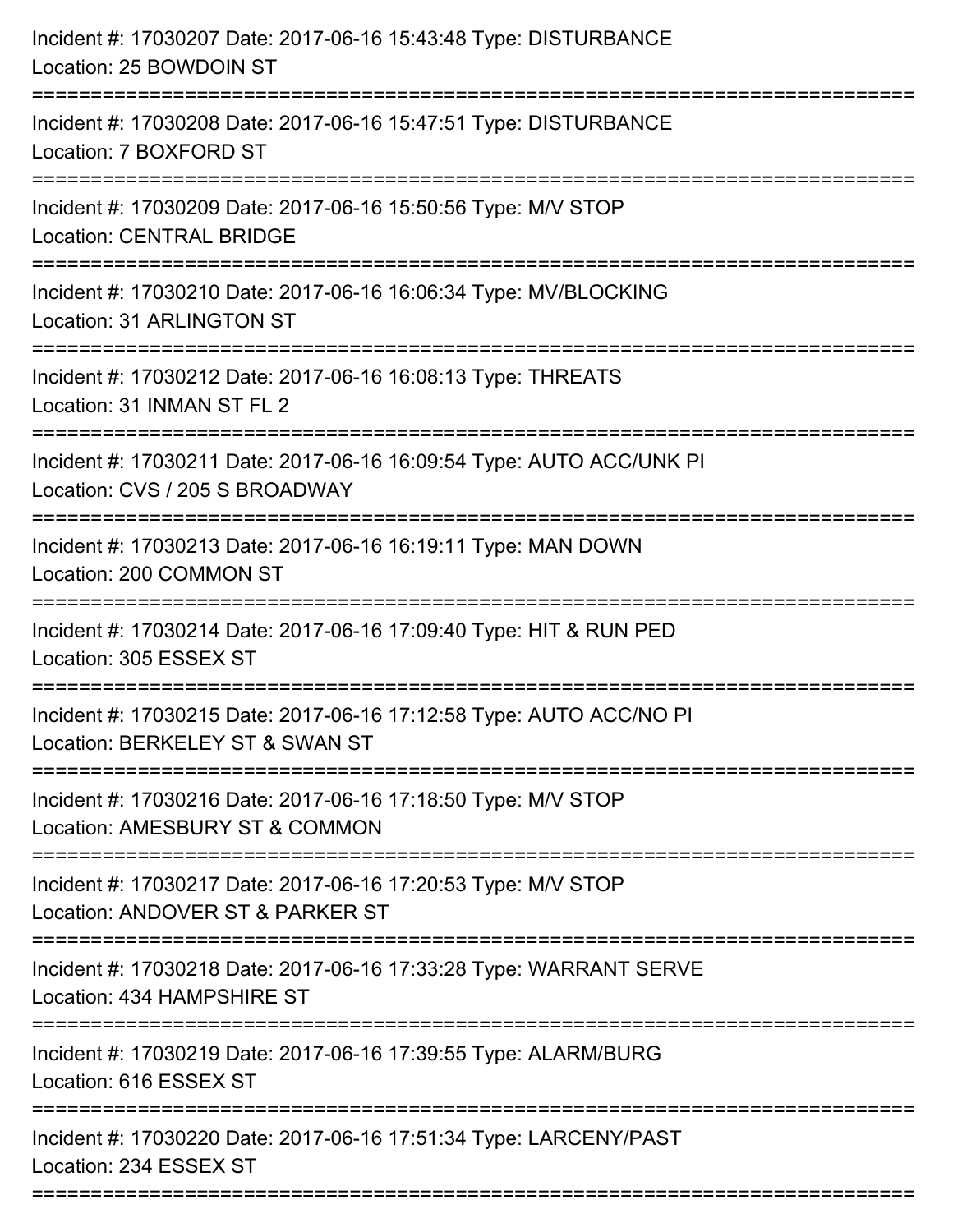Incident #: 17030207 Date: 2017-06-16 15:43:48 Type: DISTURBANCE
Location: 25 BOWDOIN ST

===========================================================================

Incident #: 17030208 Date: 2017-06-16 15:47:51 Type: DISTURBANCE
Location: 7 BOXFORD ST

===========================================================================

Incident #: 17030209 Date: 2017-06-16 15:50:56 Type: M/V STOP
Location: CENTRAL BRIDGE

===========================================================================

Incident #: 17030210 Date: 2017-06-16 16:06:34 Type: MV/BLOCKING
Location: 31 ARLINGTON ST

===========================================================================

Incident #: 17030212 Date: 2017-06-16 16:08:13 Type: THREATS
Location: 31 INMAN ST FL 2

===========================================================================

Incident #: 17030211 Date: 2017-06-16 16:09:54 Type: AUTO ACC/UNK PI
Location: CVS / 205 S BROADWAY

===========================================================================

Incident #: 17030213 Date: 2017-06-16 16:19:11 Type: MAN DOWN
Location: 200 COMMON ST

===========================================================================

Incident #: 17030214 Date: 2017-06-16 17:09:40 Type: HIT & RUN PED
Location: 305 ESSEX ST

===========================================================================

Incident #: 17030215 Date: 2017-06-16 17:12:58 Type: AUTO ACC/NO PI
Location: BERKELEY ST & SWAN ST

===========================================================================

Incident #: 17030216 Date: 2017-06-16 17:18:50 Type: M/V STOP
Location: AMESBURY ST & COMMON

===========================================================================

Incident #: 17030217 Date: 2017-06-16 17:20:53 Type: M/V STOP
Location: ANDOVER ST & PARKER ST

===========================================================================

Incident #: 17030218 Date: 2017-06-16 17:33:28 Type: WARRANT SERVE
Location: 434 HAMPSHIRE ST

===========================================================================

Incident #: 17030219 Date: 2017-06-16 17:39:55 Type: ALARM/BURG
Location: 616 ESSEX ST

===========================================================================

Incident #: 17030220 Date: 2017-06-16 17:51:34 Type: LARCENY/PAST
Location: 234 ESSEX ST

===========================================================================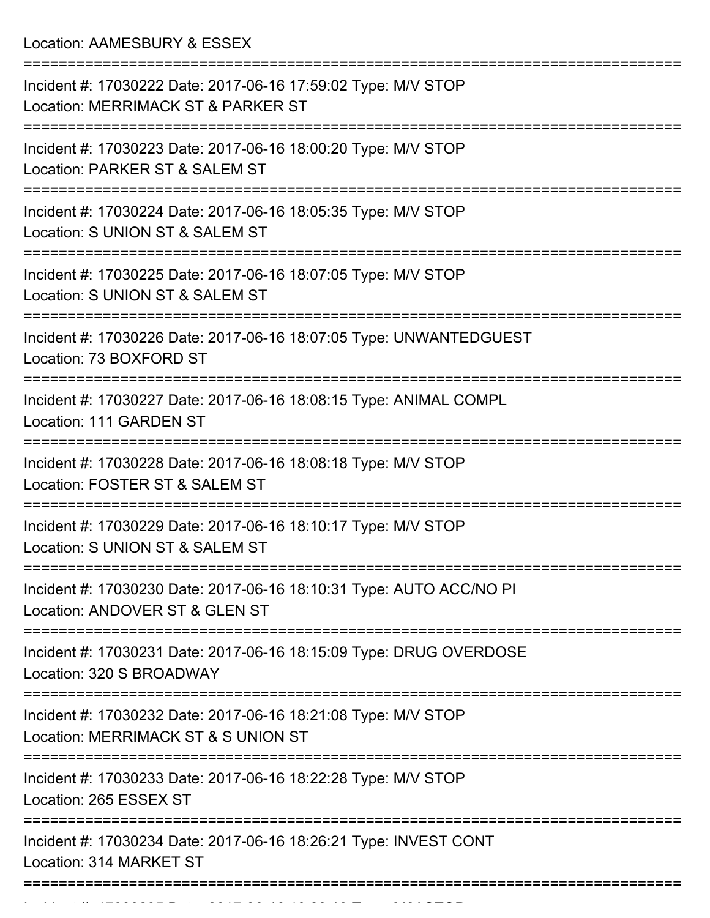Location: AAMESBURY & ESSEX

===========================================================================

Incident #: 17030222 Date: 2017-06-16 17:59:02 Type: M/V STOP
Location: MERRIMACK ST & PARKER ST

===========================================================================

Incident #: 17030223 Date: 2017-06-16 18:00:20 Type: M/V STOP
Location: PARKER ST & SALEM ST

===========================================================================

Incident #: 17030224 Date: 2017-06-16 18:05:35 Type: M/V STOP
Location: S UNION ST & SALEM ST

===========================================================================

Incident #: 17030225 Date: 2017-06-16 18:07:05 Type: M/V STOP
Location: S UNION ST & SALEM ST

===========================================================================

Incident #: 17030226 Date: 2017-06-16 18:07:05 Type: UNWANTEDGUEST
Location: 73 BOXFORD ST

===========================================================================

Incident #: 17030227 Date: 2017-06-16 18:08:15 Type: ANIMAL COMPL
Location: 111 GARDEN ST

===========================================================================

Incident #: 17030228 Date: 2017-06-16 18:08:18 Type: M/V STOP
Location: FOSTER ST & SALEM ST

===========================================================================

Incident #: 17030229 Date: 2017-06-16 18:10:17 Type: M/V STOP
Location: S UNION ST & SALEM ST

===========================================================================

Incident #: 17030230 Date: 2017-06-16 18:10:31 Type: AUTO ACC/NO PI
Location: ANDOVER ST & GLEN ST

===========================================================================

Incident #: 17030231 Date: 2017-06-16 18:15:09 Type: DRUG OVERDOSE
Location: 320 S BROADWAY

===========================================================================

Incident #: 17030232 Date: 2017-06-16 18:21:08 Type: M/V STOP
Location: MERRIMACK ST & S UNION ST

===========================================================================

Incident #: 17030233 Date: 2017-06-16 18:22:28 Type: M/V STOP
Location: 265 ESSEX ST

===========================================================================

Incident #: 17030234 Date: 2017-06-16 18:26:21 Type: INVEST CONT
Location: 314 MARKET ST

===========================================================================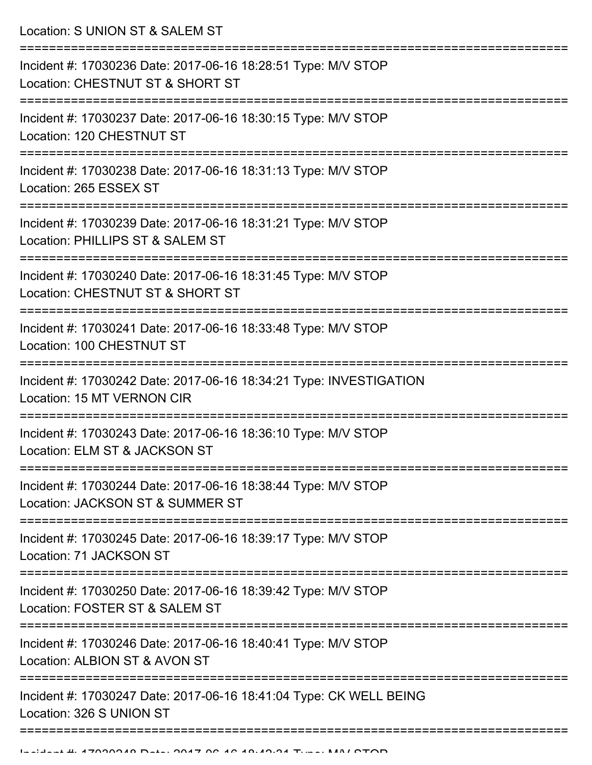Location: S UNION ST & SALEM ST

===========================================================================

Incident #: 17030236 Date: 2017-06-16 18:28:51 Type: M/V STOP
Location: CHESTNUT ST & SHORT ST

===========================================================================

Incident #: 17030237 Date: 2017-06-16 18:30:15 Type: M/V STOP
Location: 120 CHESTNUT ST

===========================================================================

Incident #: 17030238 Date: 2017-06-16 18:31:13 Type: M/V STOP
Location: 265 ESSEX ST

===========================================================================

Incident #: 17030239 Date: 2017-06-16 18:31:21 Type: M/V STOP
Location: PHILLIPS ST & SALEM ST

===========================================================================

Incident #: 17030240 Date: 2017-06-16 18:31:45 Type: M/V STOP
Location: CHESTNUT ST & SHORT ST

===========================================================================

Incident #: 17030241 Date: 2017-06-16 18:33:48 Type: M/V STOP
Location: 100 CHESTNUT ST

===========================================================================

Incident #: 17030242 Date: 2017-06-16 18:34:21 Type: INVESTIGATION
Location: 15 MT VERNON CIR

===========================================================================

Incident #: 17030243 Date: 2017-06-16 18:36:10 Type: M/V STOP
Location: ELM ST & JACKSON ST

===========================================================================

Incident #: 17030244 Date: 2017-06-16 18:38:44 Type: M/V STOP
Location: JACKSON ST & SUMMER ST

===========================================================================

Incident #: 17030245 Date: 2017-06-16 18:39:17 Type: M/V STOP
Location: 71 JACKSON ST

===========================================================================

Incident #: 17030250 Date: 2017-06-16 18:39:42 Type: M/V STOP
Location: FOSTER ST & SALEM ST

===========================================================================

Incident #: 17030246 Date: 2017-06-16 18:40:41 Type: M/V STOP
Location: ALBION ST & AVON ST

===========================================================================

Incident #: 17030247 Date: 2017-06-16 18:41:04 Type: CK WELL BEING
Location: 326 S UNION ST

===========================================================================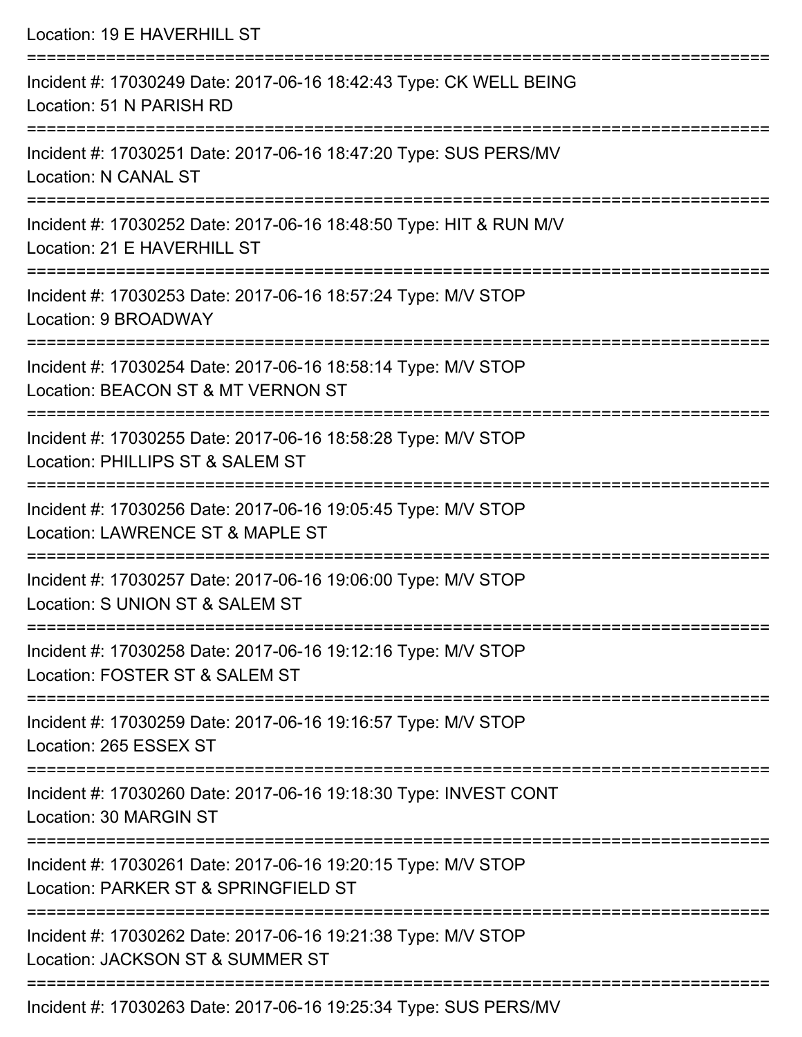Location: 19 E HAVERHILL ST

===========================================================================

Incident #: 17030249 Date: 2017-06-16 18:42:43 Type: CK WELL BEING
Location: 51 N PARISH RD

===========================================================================

Incident #: 17030251 Date: 2017-06-16 18:47:20 Type: SUS PERS/MV
Location: N CANAL ST

===========================================================================

Incident #: 17030252 Date: 2017-06-16 18:48:50 Type: HIT & RUN M/V
Location: 21 E HAVERHILL ST

===========================================================================

Incident #: 17030253 Date: 2017-06-16 18:57:24 Type: M/V STOP
Location: 9 BROADWAY

===========================================================================

Incident #: 17030254 Date: 2017-06-16 18:58:14 Type: M/V STOP
Location: BEACON ST & MT VERNON ST

===========================================================================

Incident #: 17030255 Date: 2017-06-16 18:58:28 Type: M/V STOP
Location: PHILLIPS ST & SALEM ST

===========================================================================

Incident #: 17030256 Date: 2017-06-16 19:05:45 Type: M/V STOP
Location: LAWRENCE ST & MAPLE ST

===========================================================================

Incident #: 17030257 Date: 2017-06-16 19:06:00 Type: M/V STOP
Location: S UNION ST & SALEM ST

===========================================================================

Incident #: 17030258 Date: 2017-06-16 19:12:16 Type: M/V STOP
Location: FOSTER ST & SALEM ST

===========================================================================

Incident #: 17030259 Date: 2017-06-16 19:16:57 Type: M/V STOP
Location: 265 ESSEX ST

===========================================================================

Incident #: 17030260 Date: 2017-06-16 19:18:30 Type: INVEST CONT
Location: 30 MARGIN ST

===========================================================================

Incident #: 17030261 Date: 2017-06-16 19:20:15 Type: M/V STOP
Location: PARKER ST & SPRINGFIELD ST

===========================================================================

Incident #: 17030262 Date: 2017-06-16 19:21:38 Type: M/V STOP
Location: JACKSON ST & SUMMER ST

===========================================================================

Incident #: 17030263 Date: 2017-06-16 19:25:34 Type: SUS PERS/MV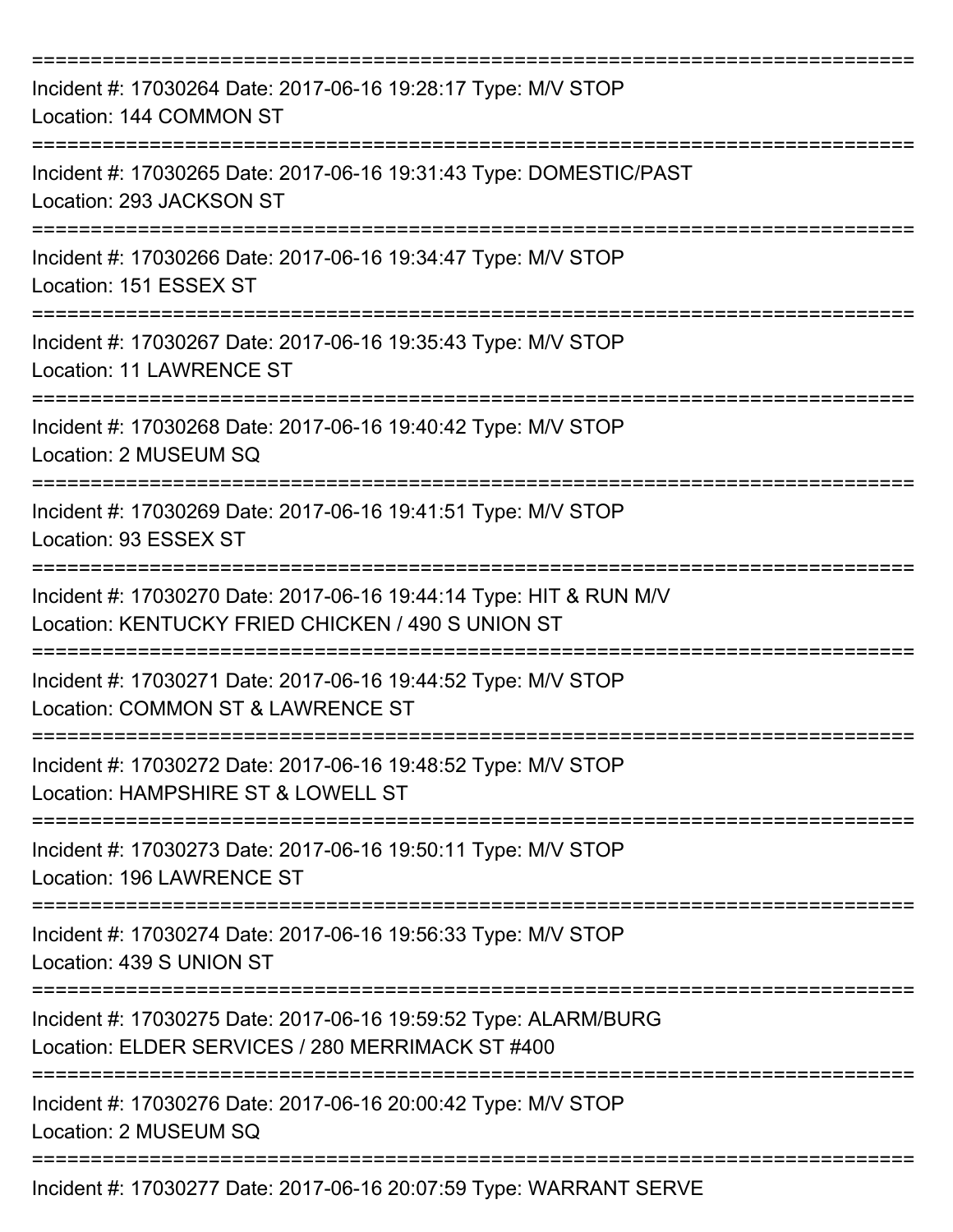===========================================================================

Incident #: 17030264 Date: 2017-06-16 19:28:17 Type: M/V STOP
Location: 144 COMMON ST

===========================================================================

Incident #: 17030265 Date: 2017-06-16 19:31:43 Type: DOMESTIC/PAST
Location: 293 JACKSON ST

===========================================================================

Incident #: 17030266 Date: 2017-06-16 19:34:47 Type: M/V STOP
Location: 151 ESSEX ST

===========================================================================

Incident #: 17030267 Date: 2017-06-16 19:35:43 Type: M/V STOP
Location: 11 LAWRENCE ST

===========================================================================

Incident #: 17030268 Date: 2017-06-16 19:40:42 Type: M/V STOP
Location: 2 MUSEUM SQ

===========================================================================

Incident #: 17030269 Date: 2017-06-16 19:41:51 Type: M/V STOP
Location: 93 ESSEX ST

===========================================================================

Incident #: 17030270 Date: 2017-06-16 19:44:14 Type: HIT & RUN M/V
Location: KENTUCKY FRIED CHICKEN / 490 S UNION ST

===========================================================================

Incident #: 17030271 Date: 2017-06-16 19:44:52 Type: M/V STOP
Location: COMMON ST & LAWRENCE ST

===========================================================================

Incident #: 17030272 Date: 2017-06-16 19:48:52 Type: M/V STOP
Location: HAMPSHIRE ST & LOWELL ST

===========================================================================

Incident #: 17030273 Date: 2017-06-16 19:50:11 Type: M/V STOP
Location: 196 LAWRENCE ST

===========================================================================

Incident #: 17030274 Date: 2017-06-16 19:56:33 Type: M/V STOP
Location: 439 S UNION ST

===========================================================================

Incident #: 17030275 Date: 2017-06-16 19:59:52 Type: ALARM/BURG
Location: ELDER SERVICES / 280 MERRIMACK ST #400

===========================================================================

Incident #: 17030276 Date: 2017-06-16 20:00:42 Type: M/V STOP
Location: 2 MUSEUM SQ

===========================================================================

Incident #: 17030277 Date: 2017-06-16 20:07:59 Type: WARRANT SERVE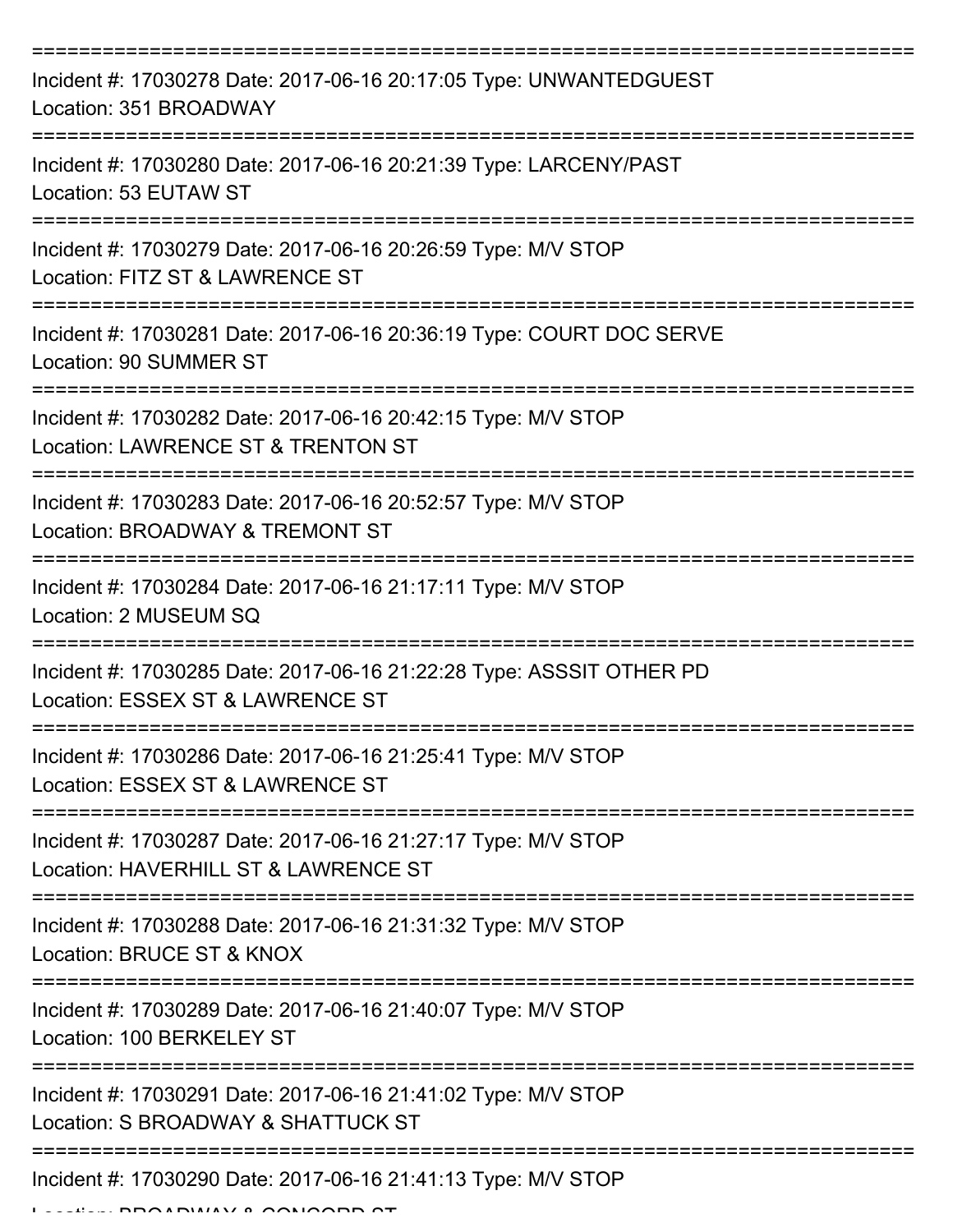===========================================================================

Incident #: 17030278 Date: 2017-06-16 20:17:05 Type: UNWANTEDGUEST
Location: 351 BROADWAY

===========================================================================

Incident #: 17030280 Date: 2017-06-16 20:21:39 Type: LARCENY/PAST
Location: 53 EUTAW ST

===========================================================================

Incident #: 17030279 Date: 2017-06-16 20:26:59 Type: M/V STOP
Location: FITZ ST & LAWRENCE ST

===========================================================================

Incident #: 17030281 Date: 2017-06-16 20:36:19 Type: COURT DOC SERVE
Location: 90 SUMMER ST

===========================================================================

Incident #: 17030282 Date: 2017-06-16 20:42:15 Type: M/V STOP
Location: LAWRENCE ST & TRENTON ST

===========================================================================

Incident #: 17030283 Date: 2017-06-16 20:52:57 Type: M/V STOP
Location: BROADWAY & TREMONT ST

===========================================================================

Incident #: 17030284 Date: 2017-06-16 21:17:11 Type: M/V STOP
Location: 2 MUSEUM SQ

===========================================================================

Incident #: 17030285 Date: 2017-06-16 21:22:28 Type: ASSSIT OTHER PD
Location: ESSEX ST & LAWRENCE ST

===========================================================================

Incident #: 17030286 Date: 2017-06-16 21:25:41 Type: M/V STOP
Location: ESSEX ST & LAWRENCE ST

===========================================================================

Incident #: 17030287 Date: 2017-06-16 21:27:17 Type: M/V STOP
Location: HAVERHILL ST & LAWRENCE ST

===========================================================================

Incident #: 17030288 Date: 2017-06-16 21:31:32 Type: M/V STOP
Location: BRUCE ST & KNOX

===========================================================================

Incident #: 17030289 Date: 2017-06-16 21:40:07 Type: M/V STOP
Location: 100 BERKELEY ST

===========================================================================

Incident #: 17030291 Date: 2017-06-16 21:41:02 Type: M/V STOP
Location: S BROADWAY & SHATTUCK ST

===========================================================================

Incident #: 17030290 Date: 2017-06-16 21:41:13 Type: M/V STOP
Location: BROADWAY & CONCORD ST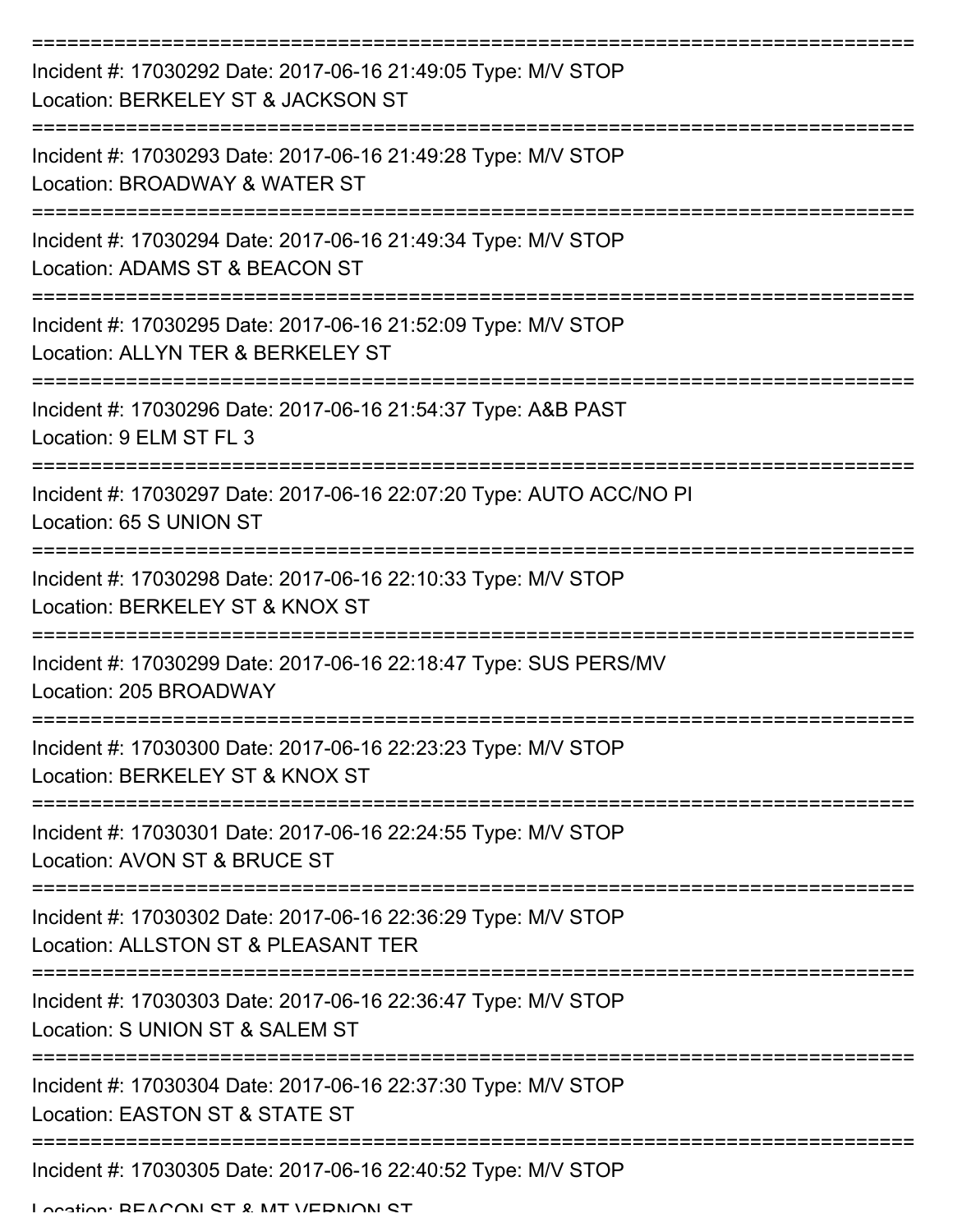===========================================================================

Incident #: 17030292 Date: 2017-06-16 21:49:05 Type: M/V STOP
Location: BERKELEY ST & JACKSON ST

===========================================================================

Incident #: 17030293 Date: 2017-06-16 21:49:28 Type: M/V STOP
Location: BROADWAY & WATER ST

===========================================================================

Incident #: 17030294 Date: 2017-06-16 21:49:34 Type: M/V STOP
Location: ADAMS ST & BEACON ST

===========================================================================

Incident #: 17030295 Date: 2017-06-16 21:52:09 Type: M/V STOP
Location: ALLYN TER & BERKELEY ST

===========================================================================

Incident #: 17030296 Date: 2017-06-16 21:54:37 Type: A&B PAST
Location: 9 ELM ST FL 3

===========================================================================

Incident #: 17030297 Date: 2017-06-16 22:07:20 Type: AUTO ACC/NO PI
Location: 65 S UNION ST

===========================================================================

Incident #: 17030298 Date: 2017-06-16 22:10:33 Type: M/V STOP
Location: BERKELEY ST & KNOX ST

===========================================================================

Incident #: 17030299 Date: 2017-06-16 22:18:47 Type: SUS PERS/MV
Location: 205 BROADWAY

===========================================================================

Incident #: 17030300 Date: 2017-06-16 22:23:23 Type: M/V STOP
Location: BERKELEY ST & KNOX ST

===========================================================================

Incident #: 17030301 Date: 2017-06-16 22:24:55 Type: M/V STOP
Location: AVON ST & BRUCE ST

===========================================================================

Incident #: 17030302 Date: 2017-06-16 22:36:29 Type: M/V STOP
Location: ALLSTON ST & PLEASANT TER

===========================================================================

Incident #: 17030303 Date: 2017-06-16 22:36:47 Type: M/V STOP
Location: S UNION ST & SALEM ST

===========================================================================

Incident #: 17030304 Date: 2017-06-16 22:37:30 Type: M/V STOP
Location: EASTON ST & STATE ST

===========================================================================

Incident #: 17030305 Date: 2017-06-16 22:40:52 Type: M/V STOP
Location: BEACON ST & MT VERNON ST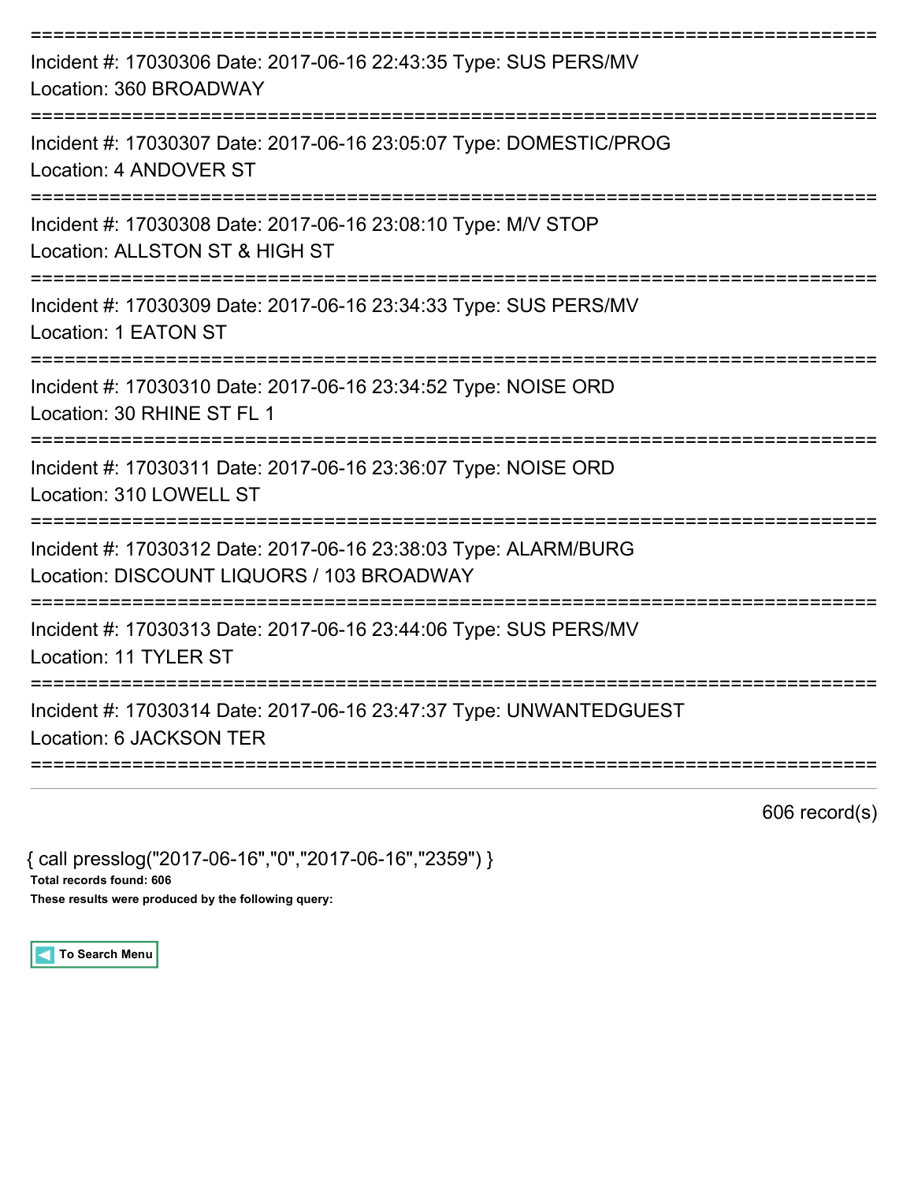===========================================================================

Incident #: 17030306 Date: 2017-06-16 22:43:35 Type: SUS PERS/MV
Location: 360 BROADWAY

===========================================================================

Incident #: 17030307 Date: 2017-06-16 23:05:07 Type: DOMESTIC/PROG
Location: 4 ANDOVER ST

===========================================================================

Incident #: 17030308 Date: 2017-06-16 23:08:10 Type: M/V STOP
Location: ALLSTON ST & HIGH ST

===========================================================================

Incident #: 17030309 Date: 2017-06-16 23:34:33 Type: SUS PERS/MV
Location: 1 EATON ST

===========================================================================

Incident #: 17030310 Date: 2017-06-16 23:34:52 Type: NOISE ORD
Location: 30 RHINE ST FL 1

===========================================================================

Incident #: 17030311 Date: 2017-06-16 23:36:07 Type: NOISE ORD
Location: 310 LOWELL ST

===========================================================================

Incident #: 17030312 Date: 2017-06-16 23:38:03 Type: ALARM/BURG
Location: DISCOUNT LIQUORS / 103 BROADWAY

===========================================================================

Incident #: 17030313 Date: 2017-06-16 23:44:06 Type: SUS PERS/MV
Location: 11 TYLER ST

===========================================================================

Incident #: 17030314 Date: 2017-06-16 23:47:37 Type: UNWANTEDGUEST
Location: 6 JACKSON TER

===========================================================================

606 record(s)

{ call presslog("2017-06-16","0","2017-06-16","2359") }

**Total records found: 606**

**These results were produced by the following query:**

To Search Menu